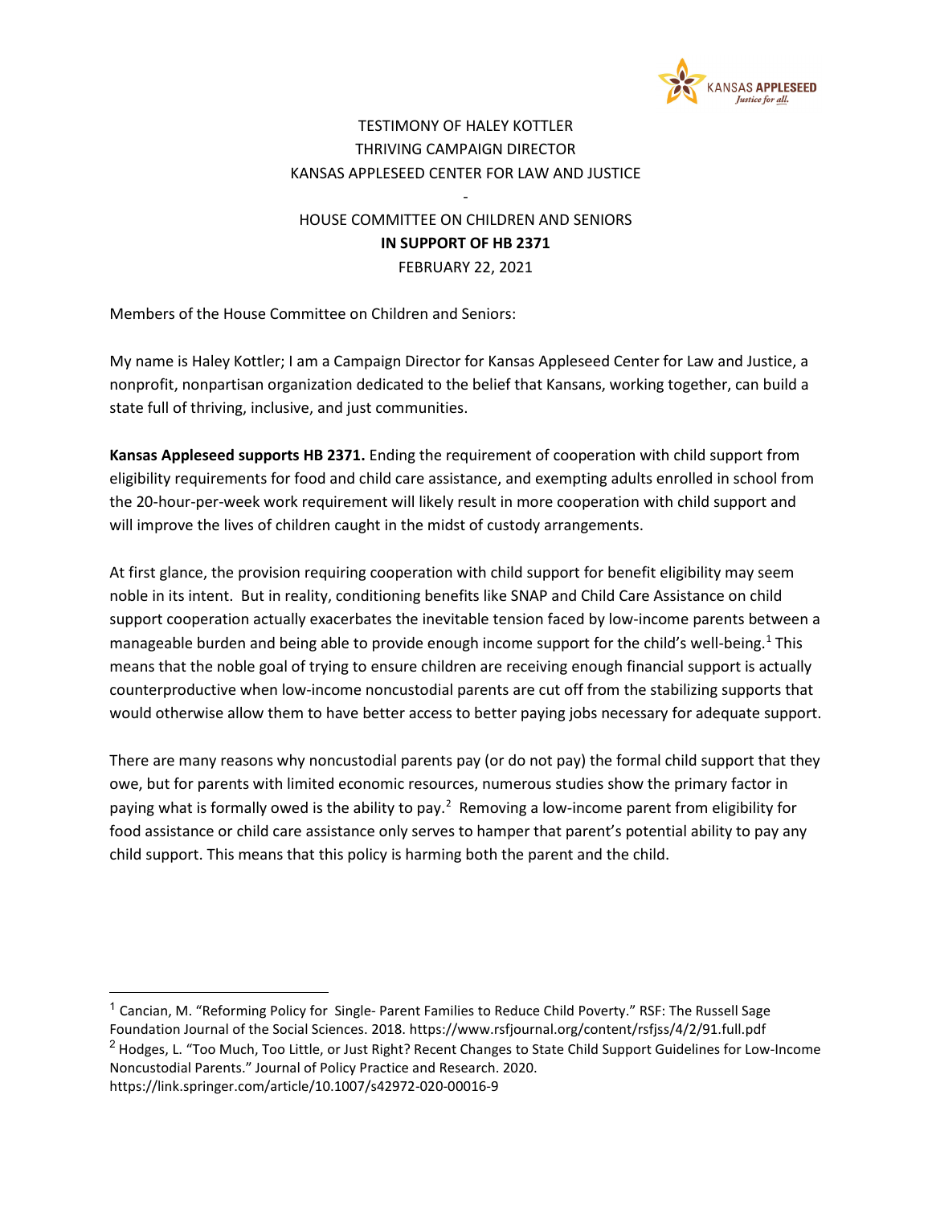TESTIMONY OF HALEY KOTTLER
THRIVING CAMPAIGN DIRECTOR
KANSAS APPLESEED CENTER FOR LAW AND JUSTICE

-

HOUSE COMMITTEE ON CHILDREN AND SENIORS
**IN SUPPORT OF HB 2371**
FEBRUARY 22, 2021

Members of the House Committee on Children and Seniors:

My name is Haley Kottler; I am a Campaign Director for Kansas Appleseed Center for Law and Justice, a nonprofit, nonpartisan organization dedicated to the belief that Kansans, working together, can build a state full of thriving, inclusive, and just communities.

**Kansas Appleseed supports HB 2371.** Ending the requirement of cooperation with child support from eligibility requirements for food and child care assistance, and exempting adults enrolled in school from the 20-hour-per-week work requirement will likely result in more cooperation with child support and will improve the lives of children caught in the midst of custody arrangements.

At first glance, the provision requiring cooperation with child support for benefit eligibility may seem noble in its intent. But in reality, conditioning benefits like SNAP and Child Care Assistance on child support cooperation actually exacerbates the inevitable tension faced by low-income parents between a manageable burden and being able to provide enough income support for the child's well-being.[1] This means that the noble goal of trying to ensure children are receiving enough financial support is actually counterproductive when low-income noncustodial parents are cut off from the stabilizing supports that would otherwise allow them to have better access to better paying jobs necessary for adequate support.

There are many reasons why noncustodial parents pay (or do not pay) the formal child support that they owe, but for parents with limited economic resources, numerous studies show the primary factor in paying what is formally owed is the ability to pay.[2] Removing a low-income parent from eligibility for food assistance or child care assistance only serves to hamper that parent's potential ability to pay any child support. This means that this policy is harming both the parent and the child.

---

[1] Cancian, M. "Reforming Policy for Single- Parent Families to Reduce Child Poverty." RSF: The Russell Sage Foundation Journal of the Social Sciences. 2018. https://www.rsfjournal.org/content/rsfjss/4/2/91.full.pdf

[2] Hodges, L. "Too Much, Too Little, or Just Right? Recent Changes to State Child Support Guidelines for Low-Income Noncustodial Parents." Journal of Policy Practice and Research. 2020. https://link.springer.com/article/10.1007/s42972-020-00016-9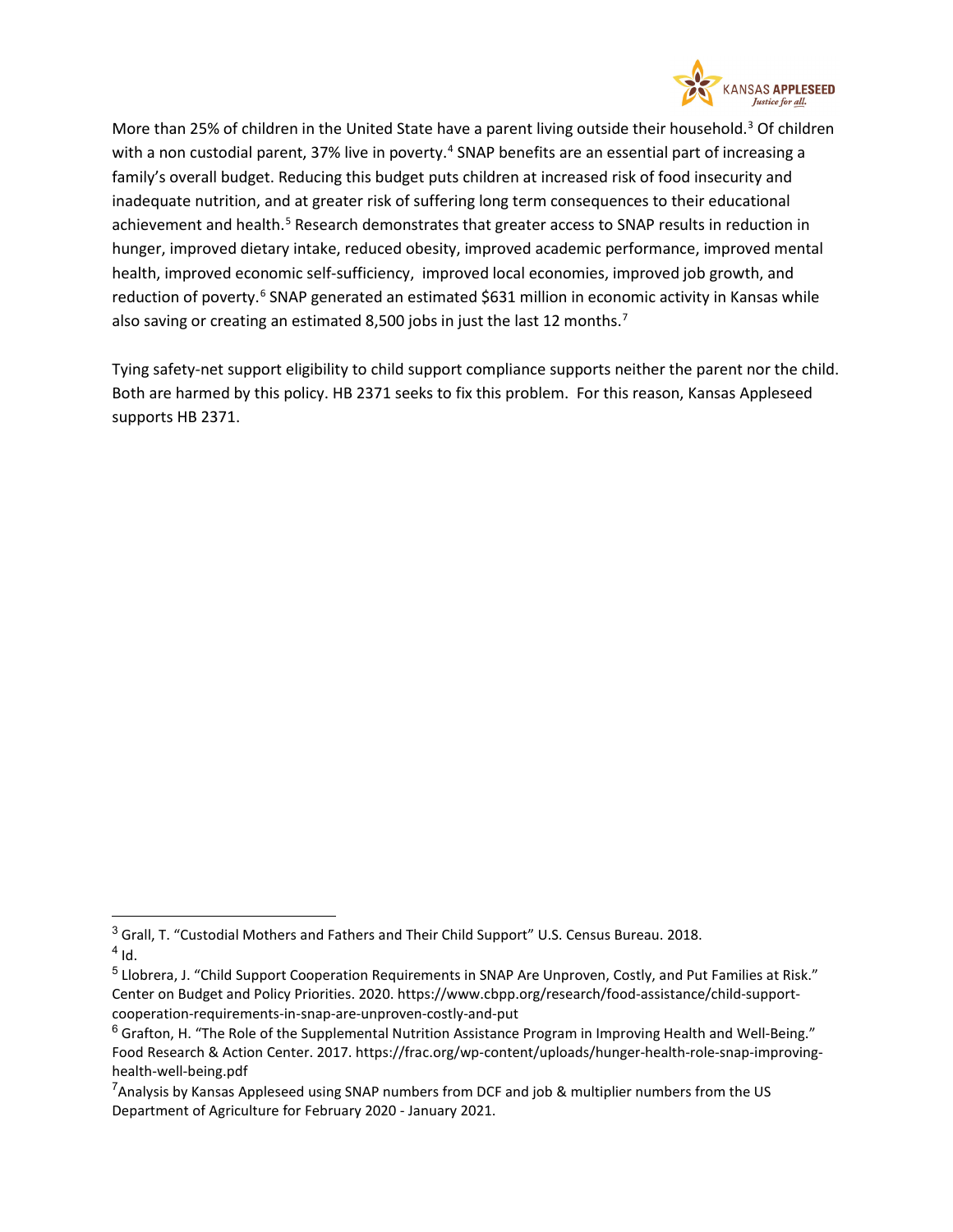More than 25% of children in the United State have a parent living outside their household.[3] Of children with a non custodial parent, 37% live in poverty.[4] SNAP benefits are an essential part of increasing a family's overall budget. Reducing this budget puts children at increased risk of food insecurity and inadequate nutrition, and at greater risk of suffering long term consequences to their educational achievement and health.[5] Research demonstrates that greater access to SNAP results in reduction in hunger, improved dietary intake, reduced obesity, improved academic performance, improved mental health, improved economic self-sufficiency, improved local economies, improved job growth, and reduction of poverty.[6] SNAP generated an estimated $631 million in economic activity in Kansas while also saving or creating an estimated 8,500 jobs in just the last 12 months.[7]

Tying safety-net support eligibility to child support compliance supports neither the parent nor the child. Both are harmed by this policy. HB 2371 seeks to fix this problem. For this reason, Kansas Appleseed supports HB 2371.

---

[3] Grall, T. "Custodial Mothers and Fathers and Their Child Support" U.S. Census Bureau. 2018.

[4] Id.

[5] Llobrera, J. "Child Support Cooperation Requirements in SNAP Are Unproven, Costly, and Put Families at Risk." Center on Budget and Policy Priorities. 2020. https://www.cbpp.org/research/food-assistance/child-support-cooperation-requirements-in-snap-are-unproven-costly-and-put

[6] Grafton, H. "The Role of the Supplemental Nutrition Assistance Program in Improving Health and Well-Being." Food Research & Action Center. 2017. https://frac.org/wp-content/uploads/hunger-health-role-snap-improving-health-well-being.pdf

[7] Analysis by Kansas Appleseed using SNAP numbers from DCF and job & multiplier numbers from the US Department of Agriculture for February 2020 - January 2021.